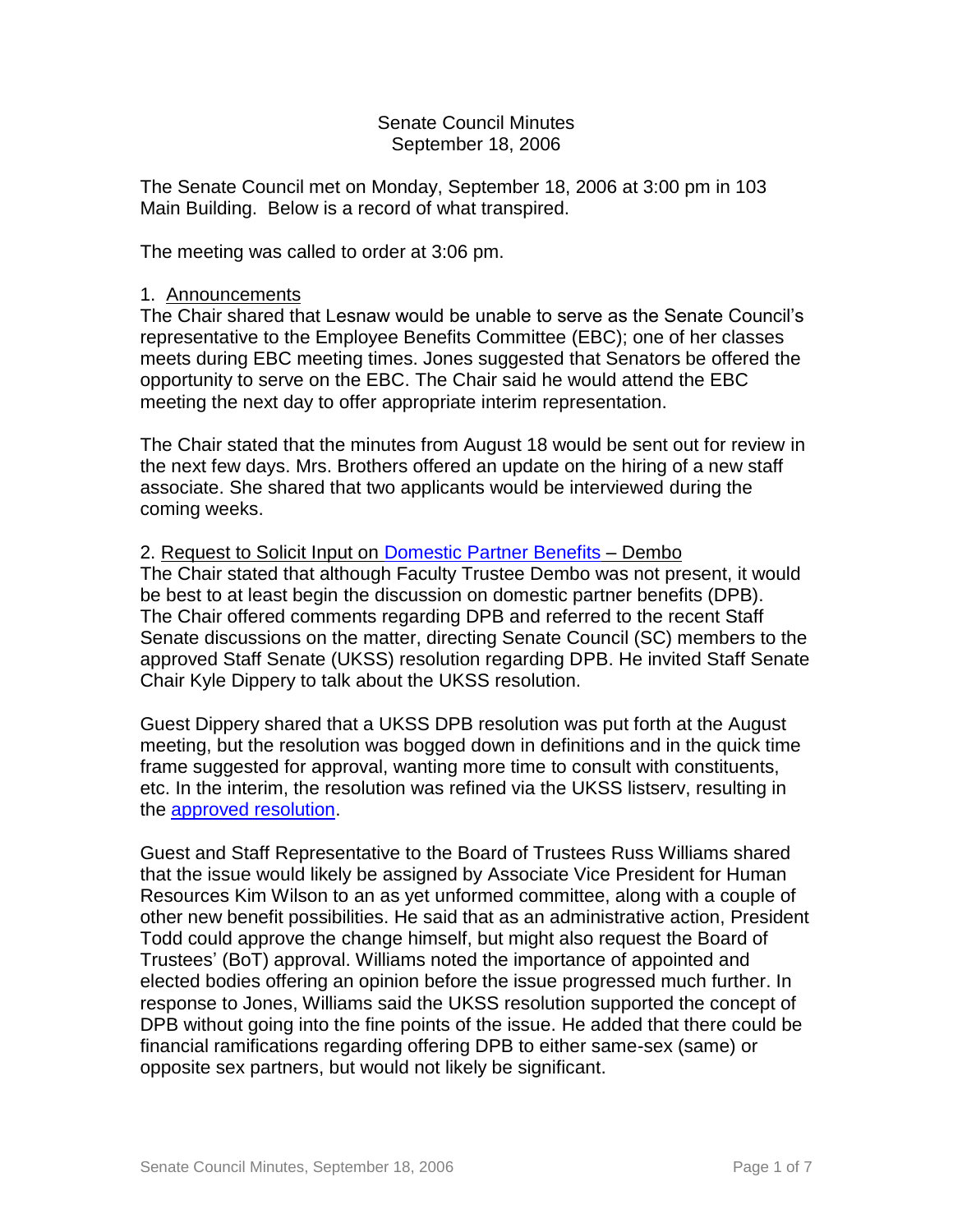# Senate Council Minutes
## September 18, 2006

The Senate Council met on Monday, September 18, 2006 at 3:00 pm in 103 Main Building. Below is a record of what transpired.

The meeting was called to order at 3:06 pm.

1. Announcements

The Chair shared that Lesnaw would be unable to serve as the Senate Council's representative to the Employee Benefits Committee (EBC); one of her classes meets during EBC meeting times. Jones suggested that Senators be offered the opportunity to serve on the EBC. The Chair said he would attend the EBC meeting the next day to offer appropriate interim representation.

The Chair stated that the minutes from August 18 would be sent out for review in the next few days. Mrs. Brothers offered an update on the hiring of a new staff associate. She shared that two applicants would be interviewed during the coming weeks.

2. Request to Solicit Input on Domestic Partner Benefits – Dembo

The Chair stated that although Faculty Trustee Dembo was not present, it would be best to at least begin the discussion on domestic partner benefits (DPB). The Chair offered comments regarding DPB and referred to the recent Staff Senate discussions on the matter, directing Senate Council (SC) members to the approved Staff Senate (UKSS) resolution regarding DPB. He invited Staff Senate Chair Kyle Dippery to talk about the UKSS resolution.

Guest Dippery shared that a UKSS DPB resolution was put forth at the August meeting, but the resolution was bogged down in definitions and in the quick time frame suggested for approval, wanting more time to consult with constituents, etc. In the interim, the resolution was refined via the UKSS listserv, resulting in the approved resolution.

Guest and Staff Representative to the Board of Trustees Russ Williams shared that the issue would likely be assigned by Associate Vice President for Human Resources Kim Wilson to an as yet unformed committee, along with a couple of other new benefit possibilities. He said that as an administrative action, President Todd could approve the change himself, but might also request the Board of Trustees' (BoT) approval. Williams noted the importance of appointed and elected bodies offering an opinion before the issue progressed much further. In response to Jones, Williams said the UKSS resolution supported the concept of DPB without going into the fine points of the issue. He added that there could be financial ramifications regarding offering DPB to either same-sex (same) or opposite sex partners, but would not likely be significant.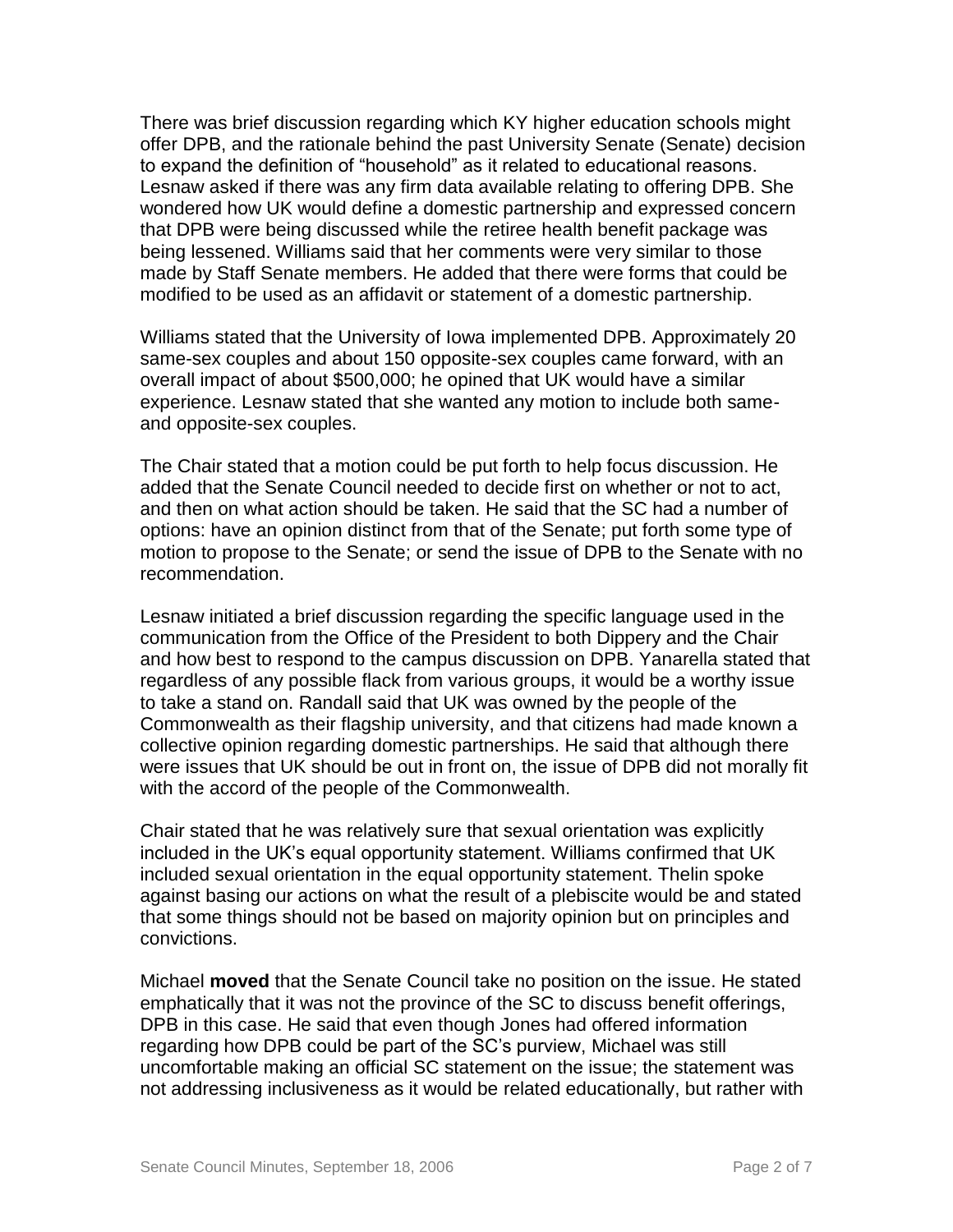There was brief discussion regarding which KY higher education schools might offer DPB, and the rationale behind the past University Senate (Senate) decision to expand the definition of "household" as it related to educational reasons. Lesnaw asked if there was any firm data available relating to offering DPB. She wondered how UK would define a domestic partnership and expressed concern that DPB were being discussed while the retiree health benefit package was being lessened. Williams said that her comments were very similar to those made by Staff Senate members. He added that there were forms that could be modified to be used as an affidavit or statement of a domestic partnership.

Williams stated that the University of Iowa implemented DPB. Approximately 20 same-sex couples and about 150 opposite-sex couples came forward, with an overall impact of about $500,000; he opined that UK would have a similar experience. Lesnaw stated that she wanted any motion to include both same- and opposite-sex couples.

The Chair stated that a motion could be put forth to help focus discussion. He added that the Senate Council needed to decide first on whether or not to act, and then on what action should be taken. He said that the SC had a number of options: have an opinion distinct from that of the Senate; put forth some type of motion to propose to the Senate; or send the issue of DPB to the Senate with no recommendation.

Lesnaw initiated a brief discussion regarding the specific language used in the communication from the Office of the President to both Dippery and the Chair and how best to respond to the campus discussion on DPB. Yanarella stated that regardless of any possible flack from various groups, it would be a worthy issue to take a stand on. Randall said that UK was owned by the people of the Commonwealth as their flagship university, and that citizens had made known a collective opinion regarding domestic partnerships. He said that although there were issues that UK should be out in front on, the issue of DPB did not morally fit with the accord of the people of the Commonwealth.

Chair stated that he was relatively sure that sexual orientation was explicitly included in the UK's equal opportunity statement. Williams confirmed that UK included sexual orientation in the equal opportunity statement. Thelin spoke against basing our actions on what the result of a plebiscite would be and stated that some things should not be based on majority opinion but on principles and convictions.

Michael **moved** that the Senate Council take no position on the issue. He stated emphatically that it was not the province of the SC to discuss benefit offerings, DPB in this case. He said that even though Jones had offered information regarding how DPB could be part of the SC's purview, Michael was still uncomfortable making an official SC statement on the issue; the statement was not addressing inclusiveness as it would be related educationally, but rather with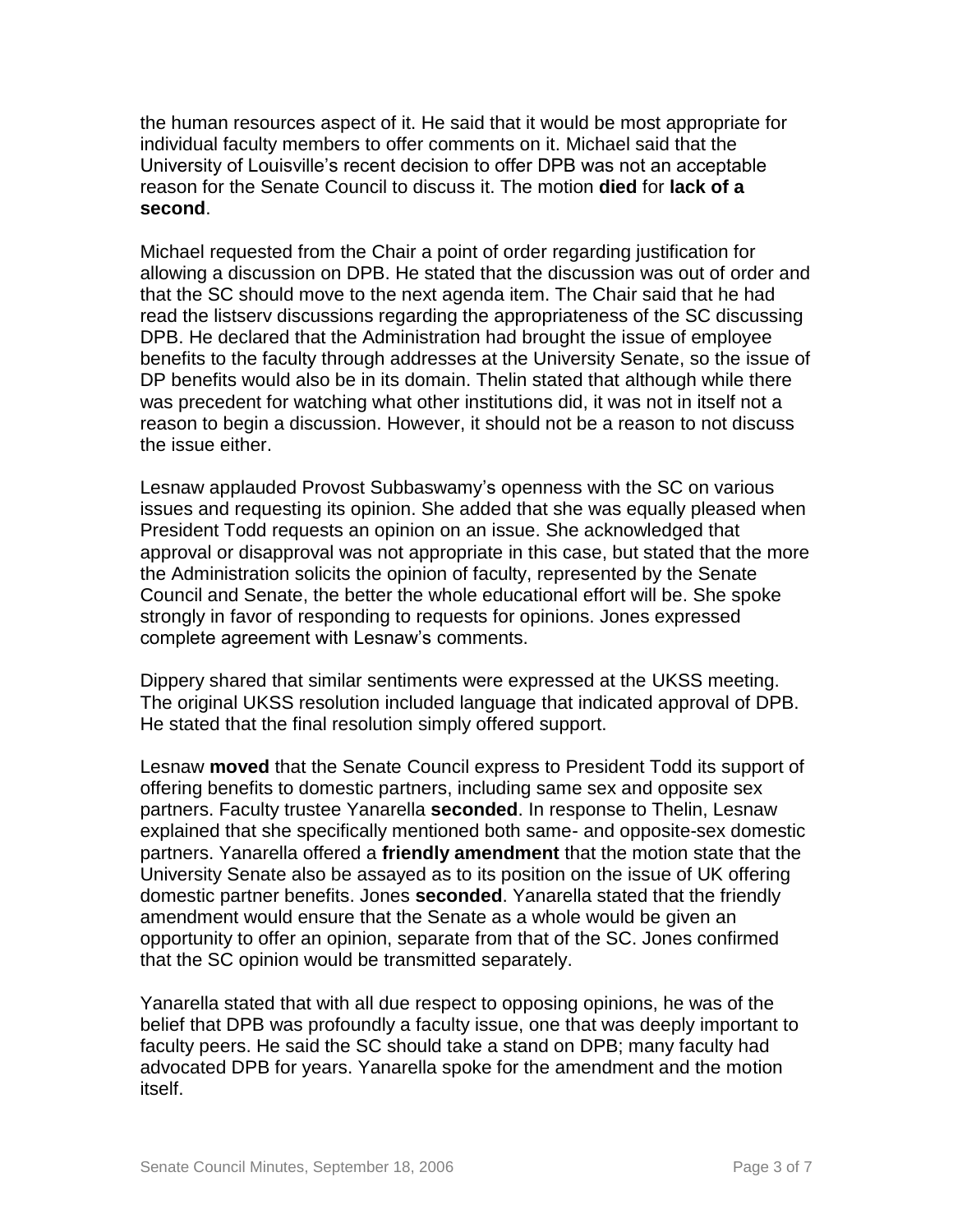the human resources aspect of it. He said that it would be most appropriate for individual faculty members to offer comments on it. Michael said that the University of Louisville's recent decision to offer DPB was not an acceptable reason for the Senate Council to discuss it. The motion **died** for **lack of a second**.

Michael requested from the Chair a point of order regarding justification for allowing a discussion on DPB. He stated that the discussion was out of order and that the SC should move to the next agenda item. The Chair said that he had read the listserv discussions regarding the appropriateness of the SC discussing DPB. He declared that the Administration had brought the issue of employee benefits to the faculty through addresses at the University Senate, so the issue of DP benefits would also be in its domain. Thelin stated that although while there was precedent for watching what other institutions did, it was not in itself not a reason to begin a discussion. However, it should not be a reason to not discuss the issue either.

Lesnaw applauded Provost Subbaswamy's openness with the SC on various issues and requesting its opinion. She added that she was equally pleased when President Todd requests an opinion on an issue. She acknowledged that approval or disapproval was not appropriate in this case, but stated that the more the Administration solicits the opinion of faculty, represented by the Senate Council and Senate, the better the whole educational effort will be. She spoke strongly in favor of responding to requests for opinions. Jones expressed complete agreement with Lesnaw's comments.

Dippery shared that similar sentiments were expressed at the UKSS meeting. The original UKSS resolution included language that indicated approval of DPB. He stated that the final resolution simply offered support.

Lesnaw **moved** that the Senate Council express to President Todd its support of offering benefits to domestic partners, including same sex and opposite sex partners. Faculty trustee Yanarella **seconded**. In response to Thelin, Lesnaw explained that she specifically mentioned both same- and opposite-sex domestic partners. Yanarella offered a **friendly amendment** that the motion state that the University Senate also be assayed as to its position on the issue of UK offering domestic partner benefits. Jones **seconded**. Yanarella stated that the friendly amendment would ensure that the Senate as a whole would be given an opportunity to offer an opinion, separate from that of the SC. Jones confirmed that the SC opinion would be transmitted separately.

Yanarella stated that with all due respect to opposing opinions, he was of the belief that DPB was profoundly a faculty issue, one that was deeply important to faculty peers. He said the SC should take a stand on DPB; many faculty had advocated DPB for years. Yanarella spoke for the amendment and the motion itself.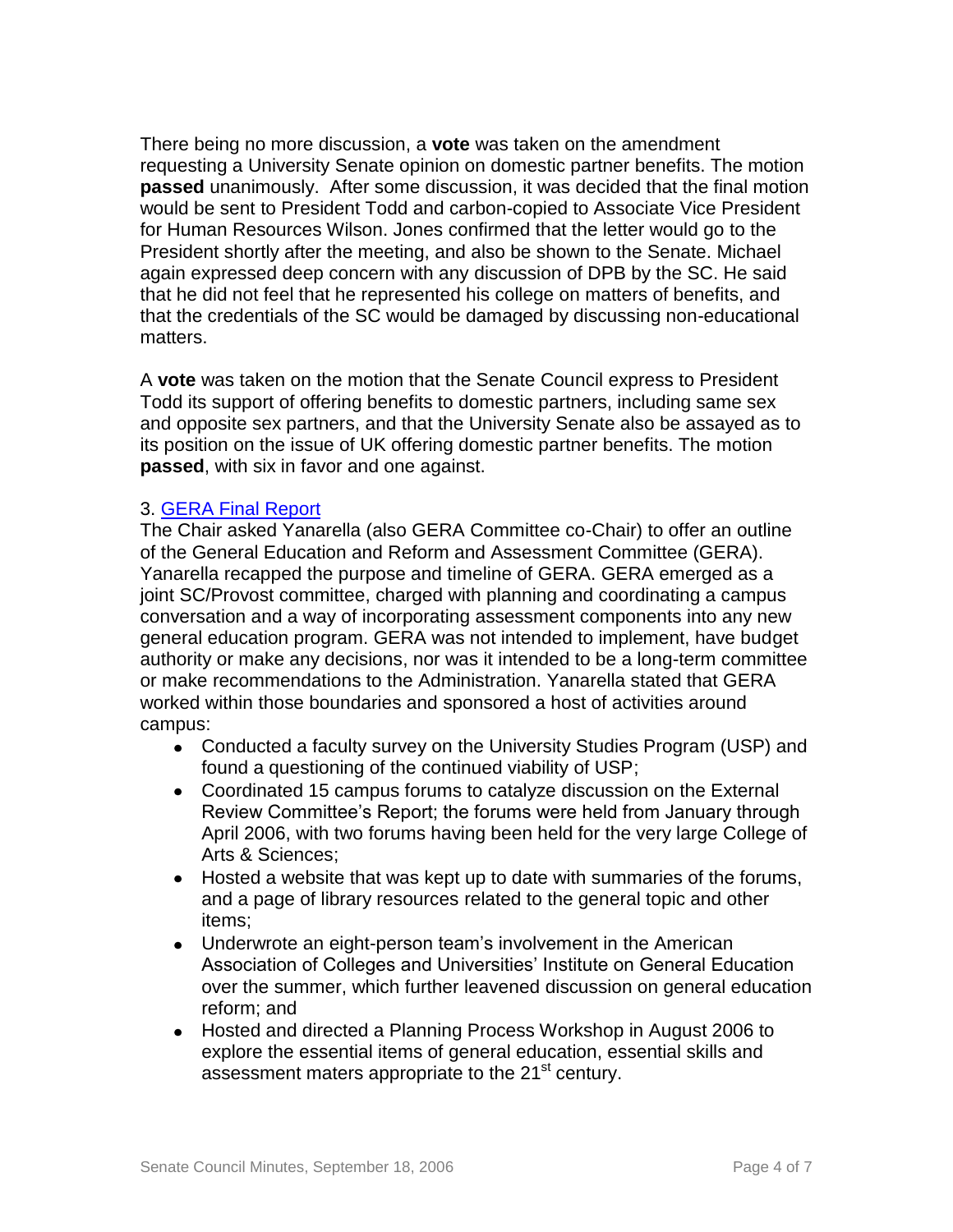There being no more discussion, a **vote** was taken on the amendment requesting a University Senate opinion on domestic partner benefits. The motion **passed** unanimously. After some discussion, it was decided that the final motion would be sent to President Todd and carbon-copied to Associate Vice President for Human Resources Wilson. Jones confirmed that the letter would go to the President shortly after the meeting, and also be shown to the Senate. Michael again expressed deep concern with any discussion of DPB by the SC. He said that he did not feel that he represented his college on matters of benefits, and that the credentials of the SC would be damaged by discussing non-educational matters.

A **vote** was taken on the motion that the Senate Council express to President Todd its support of offering benefits to domestic partners, including same sex and opposite sex partners, and that the University Senate also be assayed as to its position on the issue of UK offering domestic partner benefits. The motion **passed**, with six in favor and one against.

3. GERA Final Report

The Chair asked Yanarella (also GERA Committee co-Chair) to offer an outline of the General Education and Reform and Assessment Committee (GERA). Yanarella recapped the purpose and timeline of GERA. GERA emerged as a joint SC/Provost committee, charged with planning and coordinating a campus conversation and a way of incorporating assessment components into any new general education program. GERA was not intended to implement, have budget authority or make any decisions, nor was it intended to be a long-term committee or make recommendations to the Administration. Yanarella stated that GERA worked within those boundaries and sponsored a host of activities around campus:

- Conducted a faculty survey on the University Studies Program (USP) and found a questioning of the continued viability of USP;
- Coordinated 15 campus forums to catalyze discussion on the External Review Committee's Report; the forums were held from January through April 2006, with two forums having been held for the very large College of Arts & Sciences;
- Hosted a website that was kept up to date with summaries of the forums, and a page of library resources related to the general topic and other items;
- Underwrote an eight-person team's involvement in the American Association of Colleges and Universities' Institute on General Education over the summer, which further leavened discussion on general education reform; and
- Hosted and directed a Planning Process Workshop in August 2006 to explore the essential items of general education, essential skills and assessment maters appropriate to the 21st century.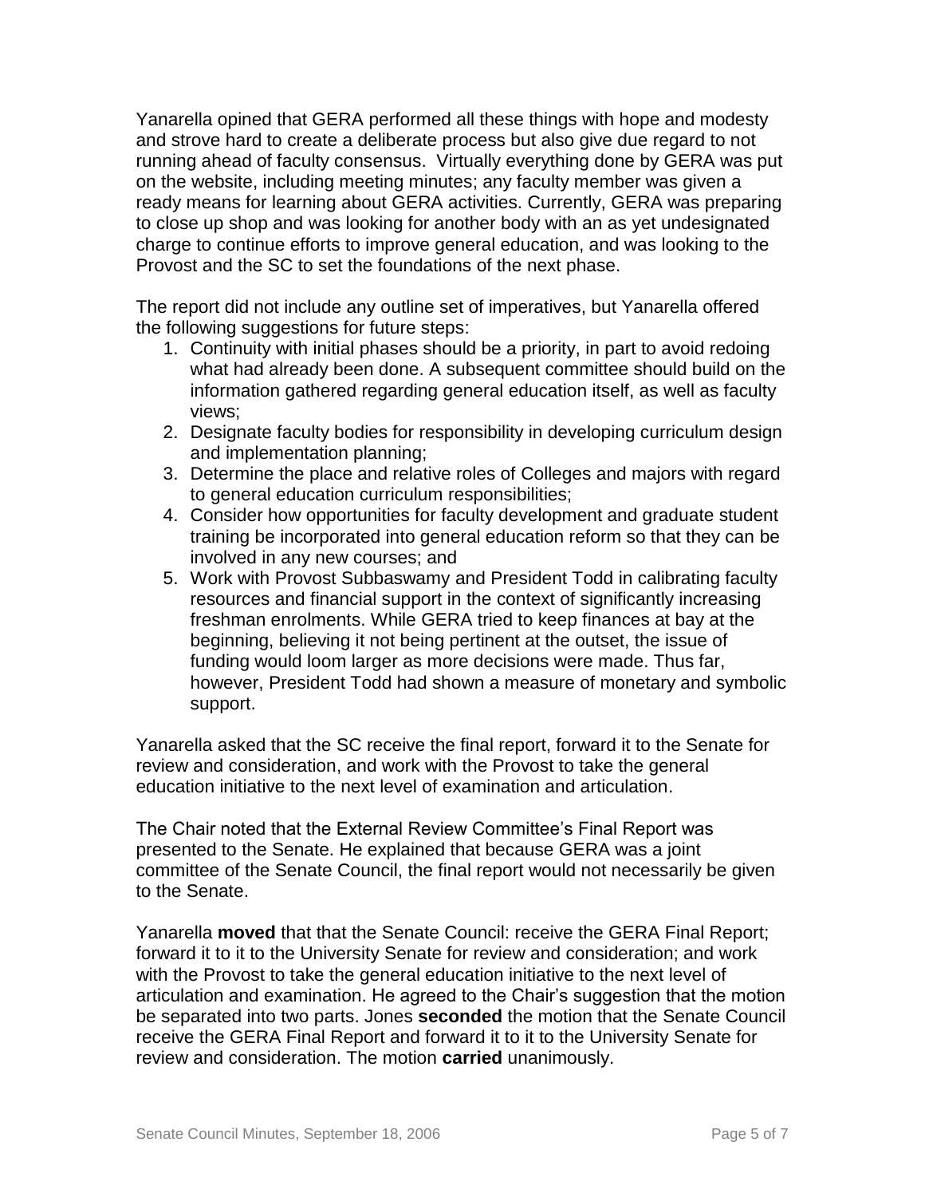Yanarella opined that GERA performed all these things with hope and modesty and strove hard to create a deliberate process but also give due regard to not running ahead of faculty consensus. Virtually everything done by GERA was put on the website, including meeting minutes; any faculty member was given a ready means for learning about GERA activities. Currently, GERA was preparing to close up shop and was looking for another body with an as yet undesignated charge to continue efforts to improve general education, and was looking to the Provost and the SC to set the foundations of the next phase.

The report did not include any outline set of imperatives, but Yanarella offered the following suggestions for future steps:

1. Continuity with initial phases should be a priority, in part to avoid redoing what had already been done. A subsequent committee should build on the information gathered regarding general education itself, as well as faculty views;
2. Designate faculty bodies for responsibility in developing curriculum design and implementation planning;
3. Determine the place and relative roles of Colleges and majors with regard to general education curriculum responsibilities;
4. Consider how opportunities for faculty development and graduate student training be incorporated into general education reform so that they can be involved in any new courses; and
5. Work with Provost Subbaswamy and President Todd in calibrating faculty resources and financial support in the context of significantly increasing freshman enrolments. While GERA tried to keep finances at bay at the beginning, believing it not being pertinent at the outset, the issue of funding would loom larger as more decisions were made. Thus far, however, President Todd had shown a measure of monetary and symbolic support.

Yanarella asked that the SC receive the final report, forward it to the Senate for review and consideration, and work with the Provost to take the general education initiative to the next level of examination and articulation.

The Chair noted that the External Review Committee's Final Report was presented to the Senate. He explained that because GERA was a joint committee of the Senate Council, the final report would not necessarily be given to the Senate.

Yanarella **moved** that that the Senate Council: receive the GERA Final Report; forward it to it to the University Senate for review and consideration; and work with the Provost to take the general education initiative to the next level of articulation and examination. He agreed to the Chair's suggestion that the motion be separated into two parts. Jones **seconded** the motion that the Senate Council receive the GERA Final Report and forward it to it to the University Senate for review and consideration. The motion **carried** unanimously.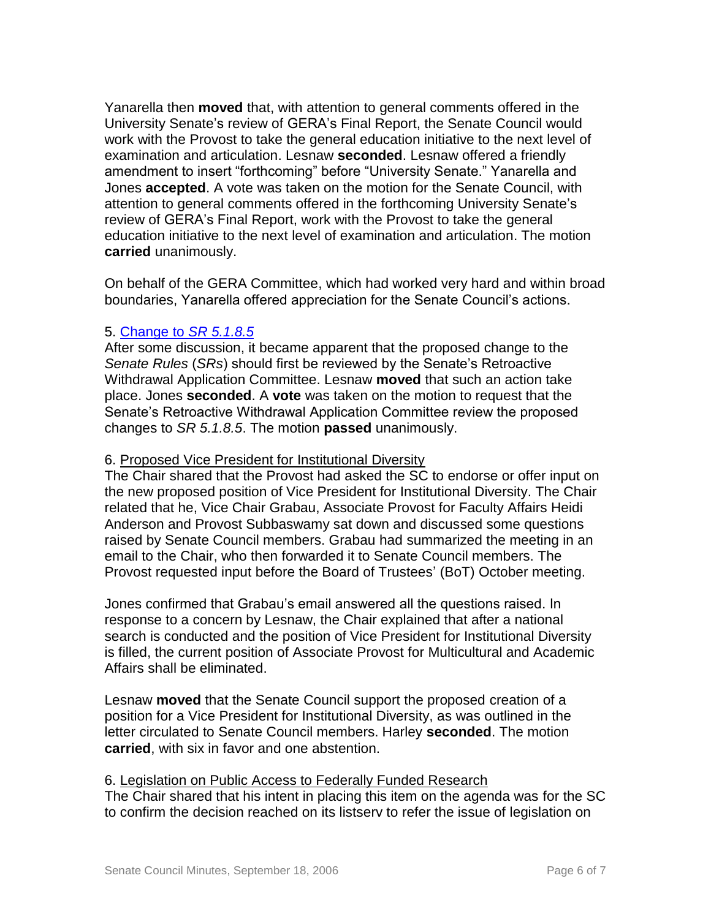Yanarella then **moved** that, with attention to general comments offered in the University Senate's review of GERA's Final Report, the Senate Council would work with the Provost to take the general education initiative to the next level of examination and articulation. Lesnaw **seconded**. Lesnaw offered a friendly amendment to insert "forthcoming" before "University Senate." Yanarella and Jones **accepted**. A vote was taken on the motion for the Senate Council, with attention to general comments offered in the forthcoming University Senate's review of GERA's Final Report, work with the Provost to take the general education initiative to the next level of examination and articulation. The motion **carried** unanimously.

On behalf of the GERA Committee, which had worked very hard and within broad boundaries, Yanarella offered appreciation for the Senate Council's actions.

5. Change to *SR 5.1.8.5*

After some discussion, it became apparent that the proposed change to the *Senate Rules* (*SRs*) should first be reviewed by the Senate's Retroactive Withdrawal Application Committee. Lesnaw **moved** that such an action take place. Jones **seconded**. A **vote** was taken on the motion to request that the Senate's Retroactive Withdrawal Application Committee review the proposed changes to *SR 5.1.8.5*. The motion **passed** unanimously.

6. Proposed Vice President for Institutional Diversity

The Chair shared that the Provost had asked the SC to endorse or offer input on the new proposed position of Vice President for Institutional Diversity. The Chair related that he, Vice Chair Grabau, Associate Provost for Faculty Affairs Heidi Anderson and Provost Subbaswamy sat down and discussed some questions raised by Senate Council members. Grabau had summarized the meeting in an email to the Chair, who then forwarded it to Senate Council members. The Provost requested input before the Board of Trustees' (BoT) October meeting.

Jones confirmed that Grabau's email answered all the questions raised. In response to a concern by Lesnaw, the Chair explained that after a national search is conducted and the position of Vice President for Institutional Diversity is filled, the current position of Associate Provost for Multicultural and Academic Affairs shall be eliminated.

Lesnaw **moved** that the Senate Council support the proposed creation of a position for a Vice President for Institutional Diversity, as was outlined in the letter circulated to Senate Council members. Harley **seconded**. The motion **carried**, with six in favor and one abstention.

6. Legislation on Public Access to Federally Funded Research

The Chair shared that his intent in placing this item on the agenda was for the SC to confirm the decision reached on its listserv to refer the issue of legislation on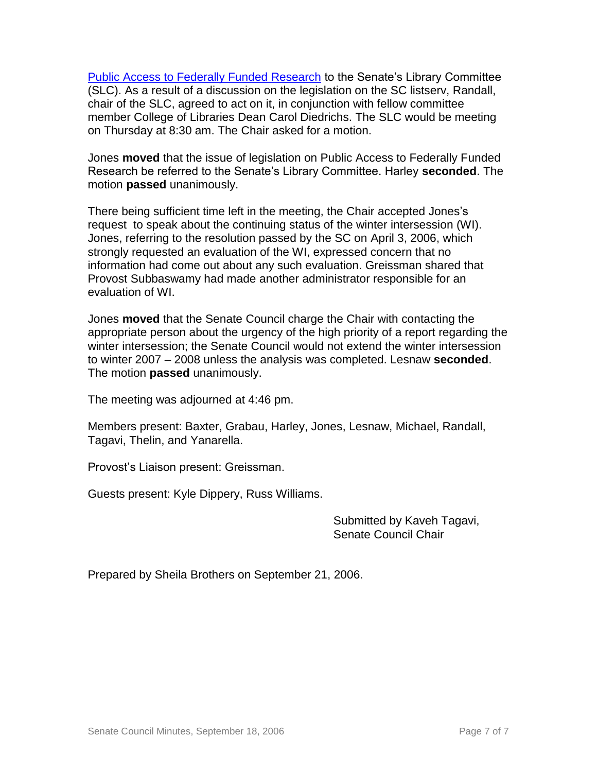Public Access to Federally Funded Research to the Senate's Library Committee (SLC). As a result of a discussion on the legislation on the SC listserv, Randall, chair of the SLC, agreed to act on it, in conjunction with fellow committee member College of Libraries Dean Carol Diedrichs. The SLC would be meeting on Thursday at 8:30 am. The Chair asked for a motion.

Jones **moved** that the issue of legislation on Public Access to Federally Funded Research be referred to the Senate's Library Committee. Harley **seconded**. The motion **passed** unanimously.

There being sufficient time left in the meeting, the Chair accepted Jones's request to speak about the continuing status of the winter intersession (WI). Jones, referring to the resolution passed by the SC on April 3, 2006, which strongly requested an evaluation of the WI, expressed concern that no information had come out about any such evaluation. Greissman shared that Provost Subbaswamy had made another administrator responsible for an evaluation of WI.

Jones **moved** that the Senate Council charge the Chair with contacting the appropriate person about the urgency of the high priority of a report regarding the winter intersession; the Senate Council would not extend the winter intersession to winter 2007 – 2008 unless the analysis was completed. Lesnaw **seconded**. The motion **passed** unanimously.

The meeting was adjourned at 4:46 pm.

Members present: Baxter, Grabau, Harley, Jones, Lesnaw, Michael, Randall, Tagavi, Thelin, and Yanarella.

Provost's Liaison present: Greissman.

Guests present: Kyle Dippery, Russ Williams.

Submitted by Kaveh Tagavi,
Senate Council Chair

Prepared by Sheila Brothers on September 21, 2006.